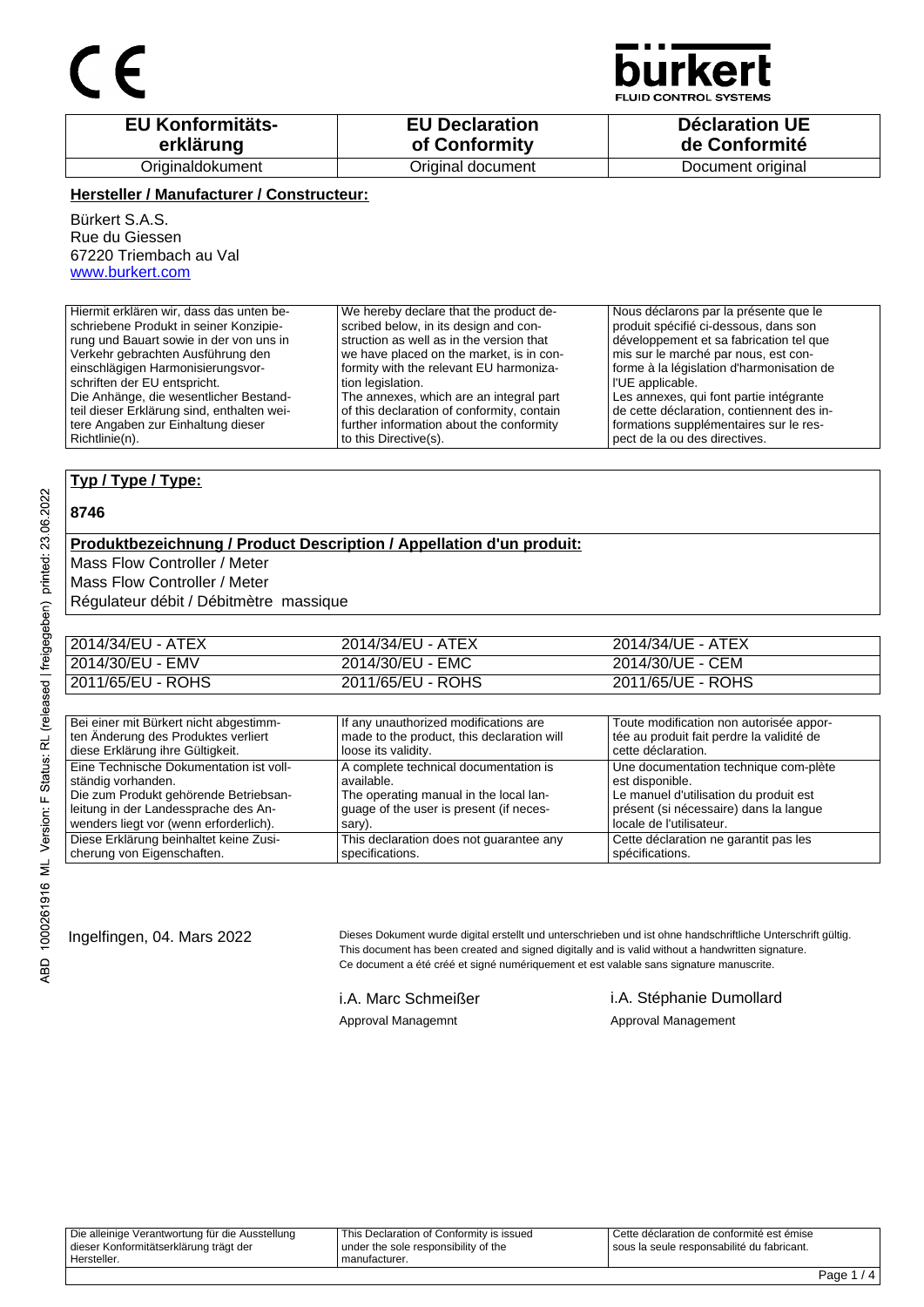CE

**bürkert**
FLUID CONTROL SYSTEMS

| EU Konformitäts-erklärung | EU Declaration of Conformity | Déclaration UE de Conformité |
|---|---|---|
| Originaldokument | Original document | Document original |

**Hersteller / Manufacturer / Constructeur:**

Bürkert S.A.S.
Rue du Giessen
67220 Triembach au Val
www.burkert.com

| Hiermit erklären wir, dass das unten beschriebene Produkt in seiner Konzipierung und Bauart sowie in der von uns in Verkehr gebrachten Ausführung den einschlägigen Harmonisierungsvorschriften der EU entspricht. Die Anhänge, die wesentlicher Bestandteil dieser Erklärung sind, enthalten weitere Angaben zur Einhaltung dieser Richtlinie(n). | We hereby declare that the product described below, in its design and construction as well as in the version that we have placed on the market, is in conformity with the relevant EU harmonization legislation. The annexes, which are an integral part of this declaration of conformity, contain further information about the conformity to this Directive(s). | Nous déclarons par la présente que le produit spécifié ci-dessous, dans son développement et sa fabrication tel que mis sur le marché par nous, est conforme à la législation d'harmonisation de l'UE applicable. Les annexes, qui font partie intégrante de cette déclaration, contiennent des informations supplémentaires sur le respect de la ou des directives. |
|---|---|---|

**Typ / Type / Type:**

**8746**

**Produktbezeichnung / Product Description / Appellation d'un produit:**

Mass Flow Controller / Meter
Mass Flow Controller / Meter
Régulateur débit / Débitmètre massique

| 2014/34/EU - ATEX | 2014/34/EU - ATEX | 2014/34/UE - ATEX |
|---|---|---|
| 2014/30/EU - EMV | 2014/30/EU - EMC | 2014/30/UE - CEM |
| 2011/65/EU - ROHS | 2011/65/EU - ROHS | 2011/65/UE - ROHS |

| Bei einer mit Bürkert nicht abgestimmten Änderung des Produktes verliert diese Erklärung ihre Gültigkeit. | If any unauthorized modifications are made to the product, this declaration will loose its validity. | Toute modification non autorisée apportée au produit fait perdre la validité de cette déclaration. |
|---|---|---|
| Eine Technische Dokumentation ist vollständig vorhanden. Die zum Produkt gehörende Betriebsanleitung in der Landessprache des Anwenders liegt vor (wenn erforderlich). | A complete technical documentation is available. The operating manual in the local language of the user is present (if necessary). | Une documentation technique com-plète est disponible. Le manuel d'utilisation du produit est présent (si nécessaire) dans la langue locale de l'utilisateur. |
| Diese Erklärung beinhaltet keine Zusicherung von Eigenschaften. | This declaration does not guarantee any specifications. | Cette déclaration ne garantit pas les spécifications. |

Ingelfingen, 04. Mars 2022

Dieses Dokument wurde digital erstellt und unterschrieben und ist ohne handschriftliche Unterschrift gültig.
This document has been created and signed digitally and is valid without a handwritten signature.
Ce document a été créé et signé numériquement et est valable sans signature manuscrite.

i.A. Marc Schmeißer
Approval Managemnt

i.A. Stéphanie Dumollard
Approval Management

| Die alleinige Verantwortung für die Ausstellung dieser Konformitätserklärung trägt der Hersteller. | This Declaration of Conformity is issued under the sole responsibility of the manufacturer. | Cette déclaration de conformité est émise sous la seule responsabilité du fabricant. |
|---|---|---|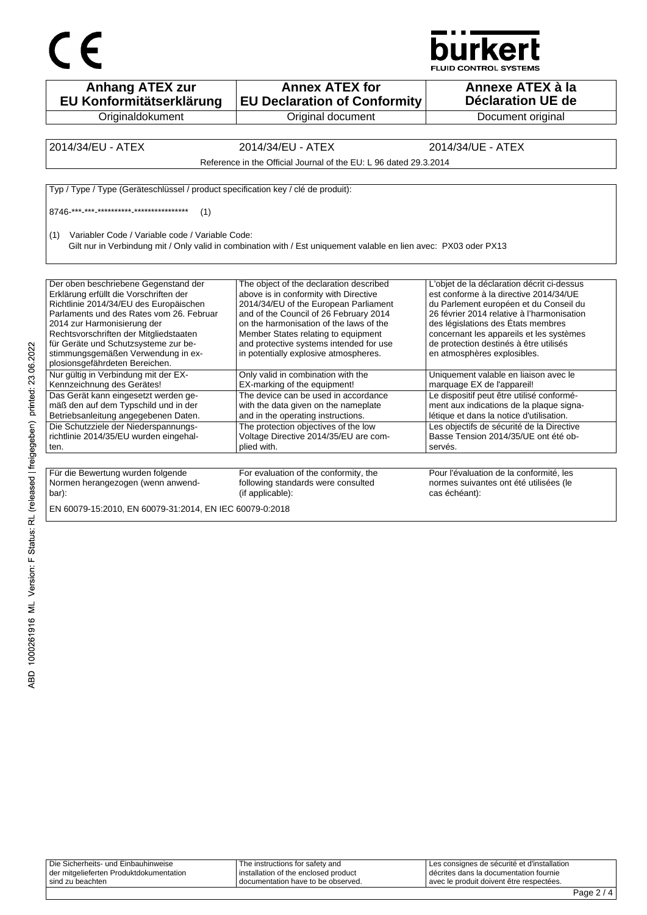CE

bürkert
FLUID CONTROL SYSTEMS

| Anhang ATEX zur EU Konformitätserklärung | Annex ATEX for EU Declaration of Conformity | Annexe ATEX à la Déclaration UE de |
|---|---|---|
| Originaldokument | Original document | Document original |

| 2014/34/EU - ATEX | 2014/34/EU - ATEX | 2014/34/UE - ATEX |
|---|---|---|
| Reference in the Official Journal of the EU: L 96 dated 29.3.2014 | | |

Typ / Type / Type (Geräteschlüssel / product specification key / clé de produit):

8746-\*\*\*-\*\*\*-\*\*\*\*\*\*\*\*\*\*-\*\*\*\*\*\*\*\*\*\*\*\*\*\*\*\* (1)

(1) Variabler Code / Variable code / Variable Code:
Gilt nur in Verbindung mit / Only valid in combination with / Est uniquement valable en lien avec: PX03 oder PX13

| Der oben beschriebene Gegenstand der Erklärung erfüllt die Vorschriften der Richtlinie 2014/34/EU des Europäischen Parlaments und des Rates vom 26. Februar 2014 zur Harmonisierung der Rechtsvorschriften der Mitgliedstaaten für Geräte und Schutzsysteme zur bestimmungsgemäßen Verwendung in explosionsgefährdeten Bereichen. | The object of the declaration described above is in conformity with Directive 2014/34/EU of the European Parliament and of the Council of 26 February 2014 on the harmonisation of the laws of the Member States relating to equipment and protective systems intended for use in potentially explosive atmospheres. | L'objet de la déclaration décrit ci-dessus est conforme à la directive 2014/34/UE du Parlement européen et du Conseil du 26 février 2014 relative à l'harmonisation des législations des États membres concernant les appareils et les systèmes de protection destinés à être utilisés en atmosphères explosibles. |
|---|---|---|
| Nur gültig in Verbindung mit der EX-Kennzeichnung des Gerätes! | Only valid in combination with the EX-marking of the equipment! | Uniquement valable en liaison avec le marquage EX de l'appareil! |
| Das Gerät kann eingesetzt werden gemäß den auf dem Typschild und in der Betriebsanleitung angegebenen Daten. | The device can be used in accordance with the data given on the nameplate and in the operating instructions. | Le dispositif peut être utilisé conformément aux indications de la plaque signalétique et dans la notice d'utilisation. |
| Die Schutzziele der Niederspannungsrichtlinie 2014/35/EU wurden eingehalten. | The protection objectives of the low Voltage Directive 2014/35/EU are complied with. | Les objectifs de sécurité de la Directive Basse Tension 2014/35/UE ont été observés. |

| Für die Bewertung wurden folgende Normen herangezogen (wenn anwendbar): | For evaluation of the conformity, the following standards were consulted (if applicable): | Pour l'évaluation de la conformité, les normes suivantes ont été utilisées (le cas échéant): |
|---|---|---|

EN 60079-15:2010, EN 60079-31:2014, EN IEC 60079-0:2018

| Die Sicherheits- und Einbauhinweise der mitgelieferten Produktdokumentation sind zu beachten | The instructions for safety and installation of the enclosed product documentation have to be observed. | Les consignes de sécurité et d'installation décrites dans la documentation fournie avec le produit doivent être respectées. |
|---|---|---|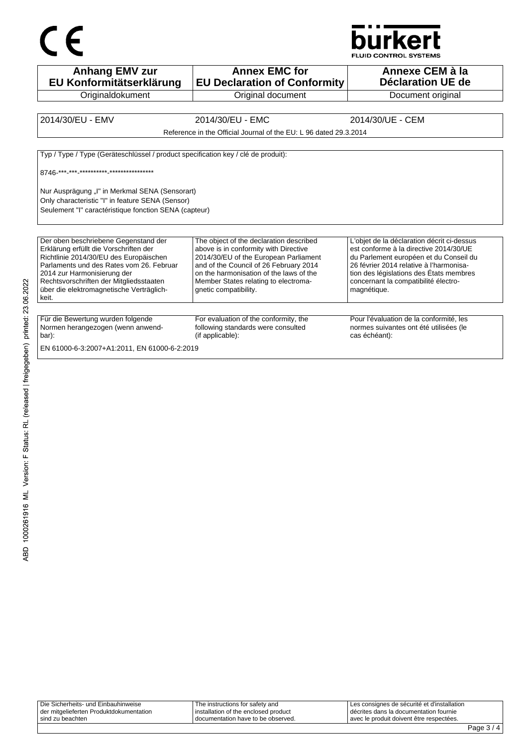CE

**bürkert**
FLUID CONTROL SYSTEMS

| Anhang EMV zur EU Konformitätserklärung | Annex EMC for EU Declaration of Conformity | Annexe CEM à la Déclaration UE de |
|---|---|---|
| Originaldokument | Original document | Document original |

| 2014/30/EU - EMV | 2014/30/EU - EMC | 2014/30/UE - CEM |
|---|---|---|
| | Reference in the Official Journal of the EU: L 96 dated 29.3.2014 | |

Typ / Type / Type (Geräteschlüssel / product specification key / clé de produit):

8746-\*\*\*-\*\*\*-\*\*\*\*\*\*\*\*\*\*-\*\*\*\*\*\*\*\*\*\*\*\*\*\*\*\*

Nur Ausprägung „I" in Merkmal SENA (Sensorart)
Only characteristic "I" in feature SENA (Sensor)
Seulement "I" caractéristique fonction SENA (capteur)

| Der oben beschriebene Gegenstand der Erklärung erfüllt die Vorschriften der Richtlinie 2014/30/EU des Europäischen Parlaments und des Rates vom 26. Februar 2014 zur Harmonisierung der Rechtsvorschriften der Mitgliedsstaaten über die elektromagnetische Verträglichkeit. | The object of the declaration described above is in conformity with Directive 2014/30/EU of the European Parliament and of the Council of 26 February 2014 on the harmonisation of the laws of the Member States relating to electromagnetic compatibility. | L'objet de la déclaration décrit ci-dessus est conforme à la directive 2014/30/UE du Parlement européen et du Conseil du 26 février 2014 relative à l'harmonisation des législations des États membres concernant la compatibilité électromagnétique. |
|---|---|---|

| Für die Bewertung wurden folgende Normen herangezogen (wenn anwendbar): | For evaluation of the conformity, the following standards were consulted (if applicable): | Pour l'évaluation de la conformité, les normes suivantes ont été utilisées (le cas échéant): |
|---|---|---|

EN 61000-6-3:2007+A1:2011, EN 61000-6-2:2019

ABD 1000261916 ML Version: F Status: RL (released | freigegeben) printed: 23.06.2022

| Die Sicherheits- und Einbauhinweise der mitgelieferten Produktdokumentation sind zu beachten | The instructions for safety and installation of the enclosed product documentation have to be observed. | Les consignes de sécurité et d'installation décrites dans la documentation fournie avec le produit doivent être respectées. |
|---|---|---|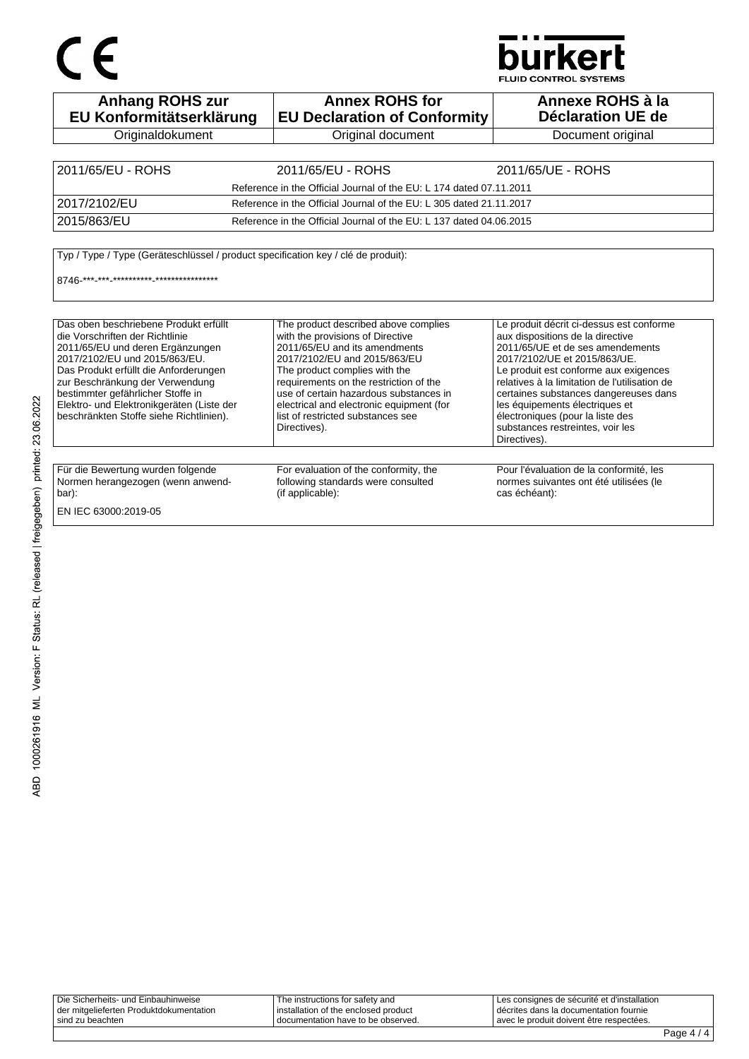| Anhang ROHS zur EU Konformitätserklärung | Annex ROHS for EU Declaration of Conformity | Annexe ROHS à la Déclaration UE de |
|---|---|---|
| Originaldokument | Original document | Document original |

| | | |
|---|---|---|
| 2011/65/EU - ROHS | 2011/65/EU - ROHS | 2011/65/UE - ROHS |
| | Reference in the Official Journal of the EU: L 174 dated 07.11.2011 | |
| 2017/2102/EU | Reference in the Official Journal of the EU: L 305 dated 21.11.2017 | |
| 2015/863/EU | Reference in the Official Journal of the EU: L 137 dated 04.06.2015 | |

Typ / Type / Type (Geräteschlüssel / product specification key / clé de produit):

8746-***-***-**********-****************

| | | |
|---|---|---|
| Das oben beschriebene Produkt erfüllt die Vorschriften der Richtlinie 2011/65/EU und deren Ergänzungen 2017/2102/EU und 2015/863/EU. Das Produkt erfüllt die Anforderungen zur Beschränkung der Verwendung bestimmter gefährlicher Stoffe in Elektro- und Elektronikgeräten (Liste der beschränkten Stoffe siehe Richtlinien). | The product described above complies with the provisions of Directive 2011/65/EU and its amendments 2017/2102/EU and 2015/863/EU The product complies with the requirements on the restriction of the use of certain hazardous substances in electrical and electronic equipment (for list of restricted substances see Directives). | Le produit décrit ci-dessus est conforme aux dispositions de la directive 2011/65/UE et de ses amendements 2017/2102/UE et 2015/863/UE. Le produit est conforme aux exigences relatives à la limitation de l'utilisation de certaines substances dangereuses dans les équipements électriques et électroniques (pour la liste des substances restreintes, voir les Directives). |

| | | |
|---|---|---|
| Für die Bewertung wurden folgende Normen herangezogen (wenn anwendbar): | For evaluation of the conformity, the following standards were consulted (if applicable): | Pour l'évaluation de la conformité, les normes suivantes ont été utilisées (le cas échéant): |

EN IEC 63000:2019-05

| | | |
|---|---|---|
| Die Sicherheits- und Einbauhinweise der mitgelieferten Produktdokumentation sind zu beachten | The instructions for safety and installation of the enclosed product documentation have to be observed. | Les consignes de sécurité et d'installation décrites dans la documentation fournie avec le produit doivent être respectées. |

ABD 1000261916 ML Version: F Status: RL (released | freigegeben) printed: 23.06.2022